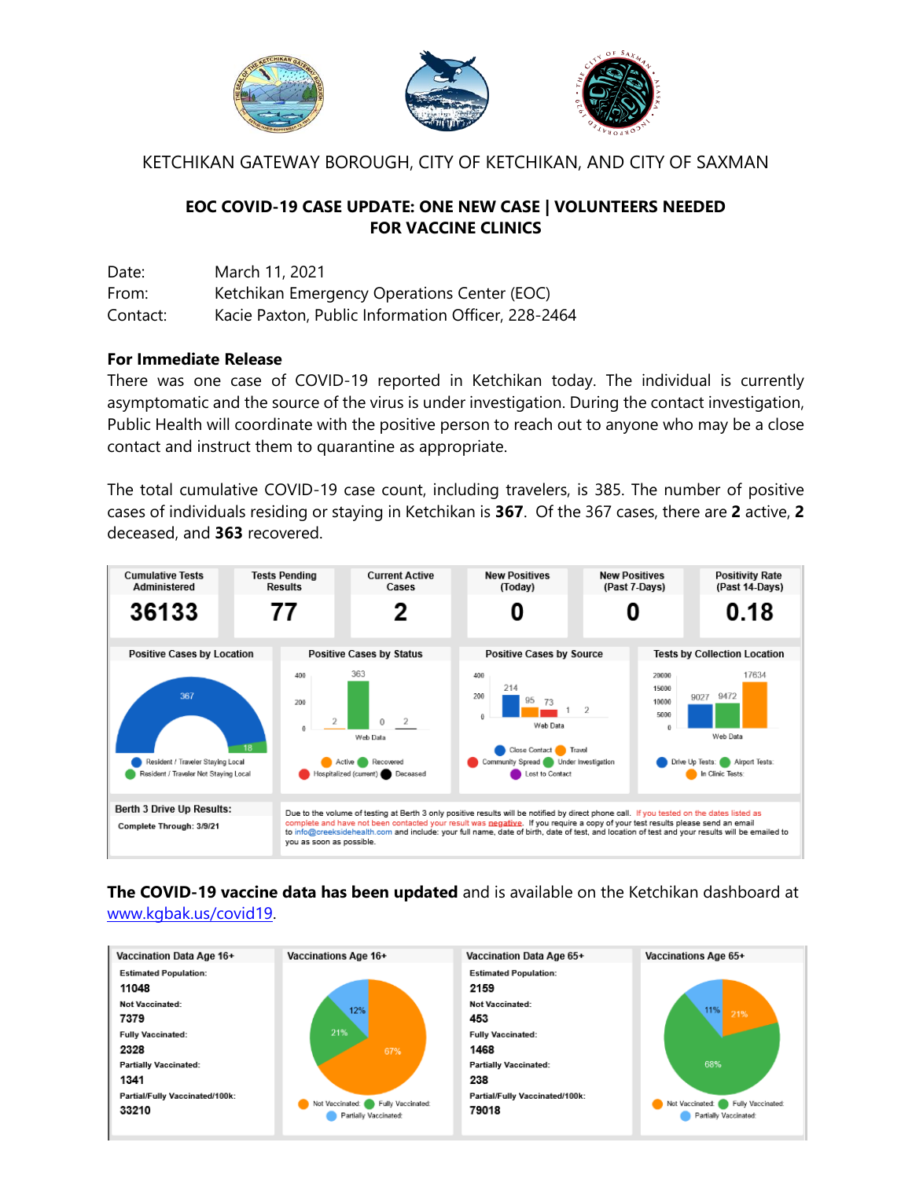KETCHIKAN GATEWAY BOROUGH, CITY OF KETCHIKAN, AND CITY OF SAXMAN

## EOC COVID-19 CASE UPDATE: ONE NEW CASE | VOLUNTEERS NEEDED FOR VACCINE CLINICS

Date: March 11, 2021
From: Ketchikan Emergency Operations Center (EOC)
Contact: Kacie Paxton, Public Information Officer, 228-2464

**For Immediate Release**

There was one case of COVID-19 reported in Ketchikan today. The individual is currently asymptomatic and the source of the virus is under investigation. During the contact investigation, Public Health will coordinate with the positive person to reach out to anyone who may be a close contact and instruct them to quarantine as appropriate.

The total cumulative COVID-19 case count, including travelers, is 385. The number of positive cases of individuals residing or staying in Ketchikan is **367**. Of the 367 cases, there are **2** active, **2** deceased, and **363** recovered.

| Cumulative Tests Administered | Tests Pending Results | Current Active Cases | New Positives (Today) | New Positives (Past 7-Days) | Positivity Rate (Past 14-Days) |
|---|---|---|---|---|---|
| 36133 | 77 | 2 | 0 | 0 | 0.18 |

**Positive Cases by Location**

| Resident / Traveler Staying Local | Resident / Traveler Not Staying Local |
|---|---|
| 367 | 18 |

**Positive Cases by Status**

| Active | Recovered | Hospitalized (current) | Deceased |
|---|---|---|---|
| 2 | 363 | 0 | 2 |

**Positive Cases by Source**

| Close Contact | Travel | Community Spread | Under Investigation | Lost to Contact |
|---|---|---|---|---|
| 214 | 95 | 73 | 1 | 2 |

**Tests by Collection Location**

| Drive Up Tests | Airport Tests | In Clinic Tests |
|---|---|---|
| 9027 | 9472 | 17634 |

**Berth 3 Drive Up Results:** Complete Through: 3/9/21

Due to the volume of testing at Berth 3 only positive results will be notified by direct phone call. If you tested on the dates listed as complete and have not been contacted your result was **negative**. If you require a copy of your test results please send an email to info@creeksidehealth.com and include: your full name, date of birth, date of test, and location of test and your results will be emailed to you as soon as possible.

**The COVID-19 vaccine data has been updated** and is available on the Ketchikan dashboard at www.kgbak.us/covid19.

| | Vaccination Data Age 16+ | Vaccination Data Age 65+ |
|---|---|---|
| Estimated Population | 11048 | 2159 |
| Not Vaccinated | 7379 | 453 |
| Fully Vaccinated | 2328 | 1468 |
| Partially Vaccinated | 1341 | 238 |
| Partial/Fully Vaccinated/100k | 33210 | 79018 |

| | Vaccinations Age 16+ | Vaccinations Age 65+ |
|---|---|---|
| Not Vaccinated | 67% | 21% |
| Fully Vaccinated | 21% | 68% |
| Partially Vaccinated | 12% | 11% |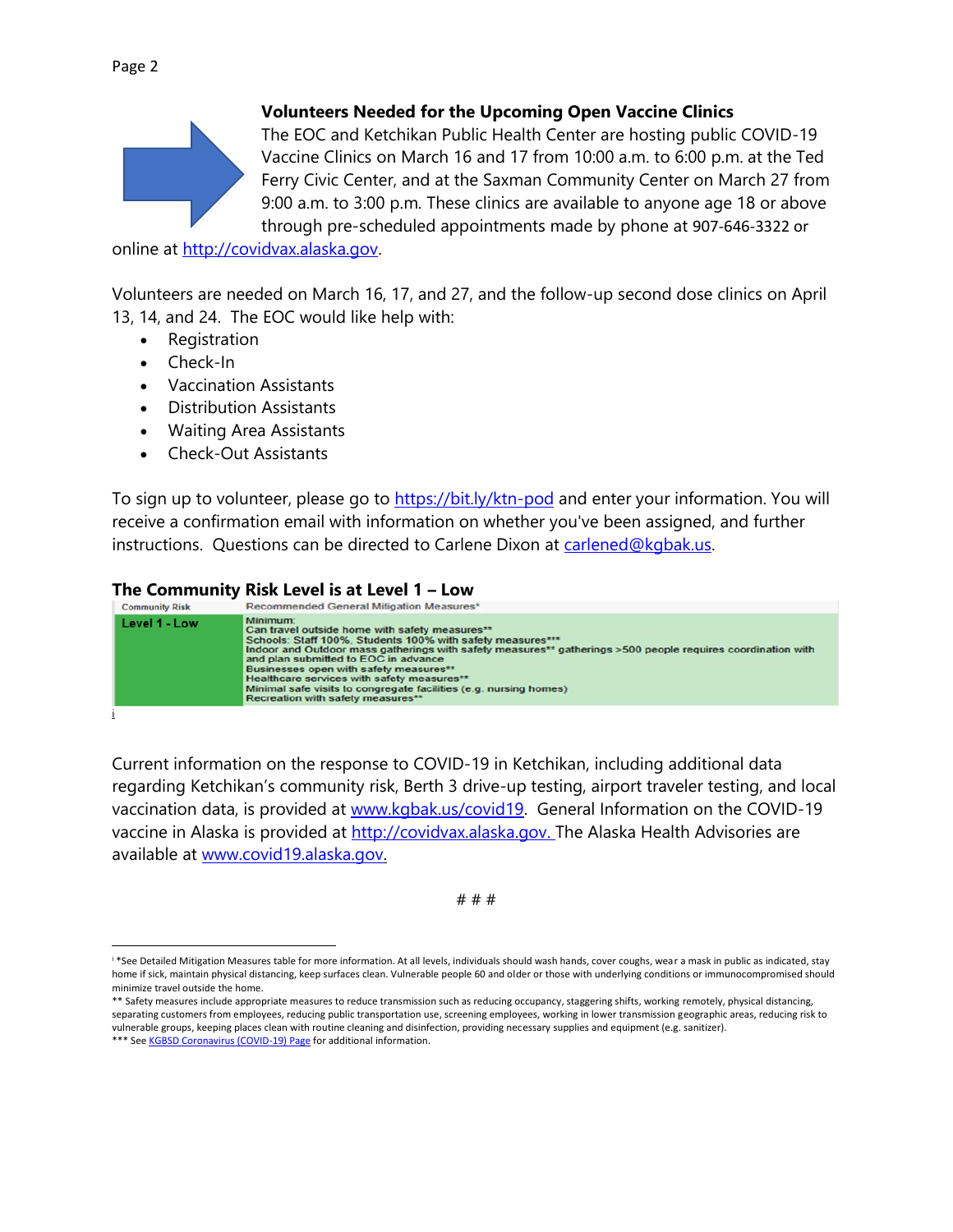**Volunteers Needed for the Upcoming Open Vaccine Clinics**

The EOC and Ketchikan Public Health Center are hosting public COVID-19 Vaccine Clinics on March 16 and 17 from 10:00 a.m. to 6:00 p.m. at the Ted Ferry Civic Center, and at the Saxman Community Center on March 27 from 9:00 a.m. to 3:00 p.m. These clinics are available to anyone age 18 or above through pre-scheduled appointments made by phone at 907-646-3322 or online at http://covidvax.alaska.gov.

Volunteers are needed on March 16, 17, and 27, and the follow-up second dose clinics on April 13, 14, and 24. The EOC would like help with:

- Registration
- Check-In
- Vaccination Assistants
- Distribution Assistants
- Waiting Area Assistants
- Check-Out Assistants

To sign up to volunteer, please go to https://bit.ly/ktn-pod and enter your information. You will receive a confirmation email with information on whether you've been assigned, and further instructions. Questions can be directed to Carlene Dixon at carlened@kgbak.us.

## The Community Risk Level is at Level 1 – Low

| Community Risk | Recommended General Mitigation Measures* |
|---|---|
| Level 1 - Low | Minimum:<br>Can travel outside home with safety measures**<br>Schools: Staff 100%, Students 100% with safety measures***<br>Indoor and Outdoor mass gatherings with safety measures** gatherings >500 people requires coordination with and plan submitted to EOC in advance<br>Businesses open with safety measures**<br>Healthcare services with safety measures**<br>Minimal safe visits to congregate facilities (e.g. nursing homes)<br>Recreation with safety measures** |

[i]

Current information on the response to COVID-19 in Ketchikan, including additional data regarding Ketchikan's community risk, Berth 3 drive-up testing, airport traveler testing, and local vaccination data, is provided at www.kgbak.us/covid19. General Information on the COVID-19 vaccine in Alaska is provided at http://covidvax.alaska.gov. The Alaska Health Advisories are available at www.covid19.alaska.gov.

# # #

[i] *See Detailed Mitigation Measures table for more information. At all levels, individuals should wash hands, cover coughs, wear a mask in public as indicated, stay home if sick, maintain physical distancing, keep surfaces clean. Vulnerable people 60 and older or those with underlying conditions or immunocompromised should minimize travel outside the home.

** Safety measures include appropriate measures to reduce transmission such as reducing occupancy, staggering shifts, working remotely, physical distancing, separating customers from employees, reducing public transportation use, screening employees, working in lower transmission geographic areas, reducing risk to vulnerable groups, keeping places clean with routine cleaning and disinfection, providing necessary supplies and equipment (e.g. sanitizer).

*** See KGBSD Coronavirus (COVID-19) Page for additional information.